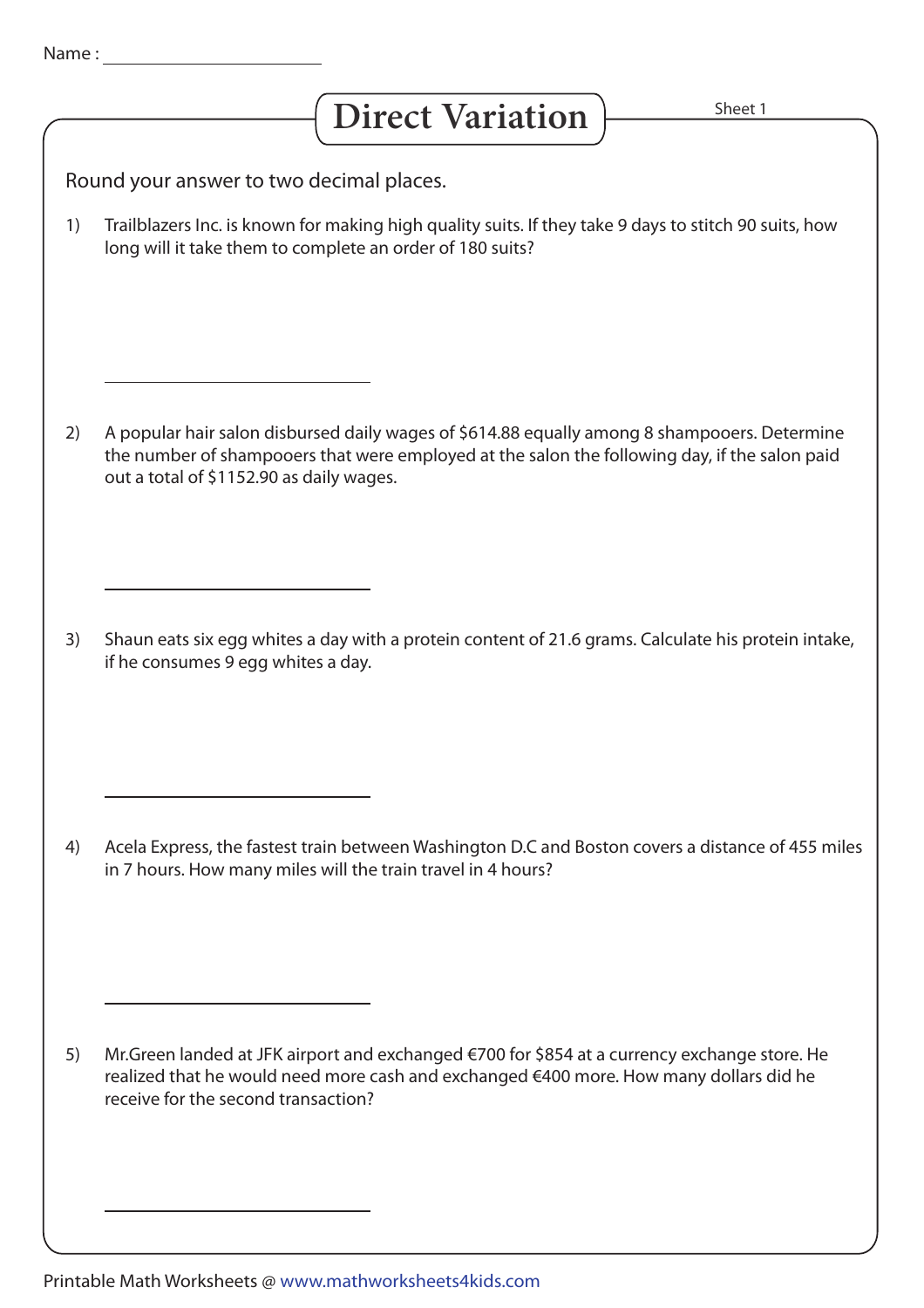Name : ________________________

# Direct Variation

Sheet 1

Round your answer to two decimal places.

1) Trailblazers Inc. is known for making high quality suits. If they take 9 days to stitch 90 suits, how long will it take them to complete an order of 180 suits?

________________________

2) A popular hair salon disbursed daily wages of $614.88 equally among 8 shampooers. Determine the number of shampooers that were employed at the salon the following day, if the salon paid out a total of $1152.90 as daily wages.

________________________

3) Shaun eats six egg whites a day with a protein content of 21.6 grams. Calculate his protein intake, if he consumes 9 egg whites a day.

________________________

4) Acela Express, the fastest train between Washington D.C and Boston covers a distance of 455 miles in 7 hours. How many miles will the train travel in 4 hours?

________________________

5) Mr.Green landed at JFK airport and exchanged €700 for $854 at a currency exchange store. He realized that he would need more cash and exchanged €400 more. How many dollars did he receive for the second transaction?

________________________

Printable Math Worksheets @ www.mathworksheets4kids.com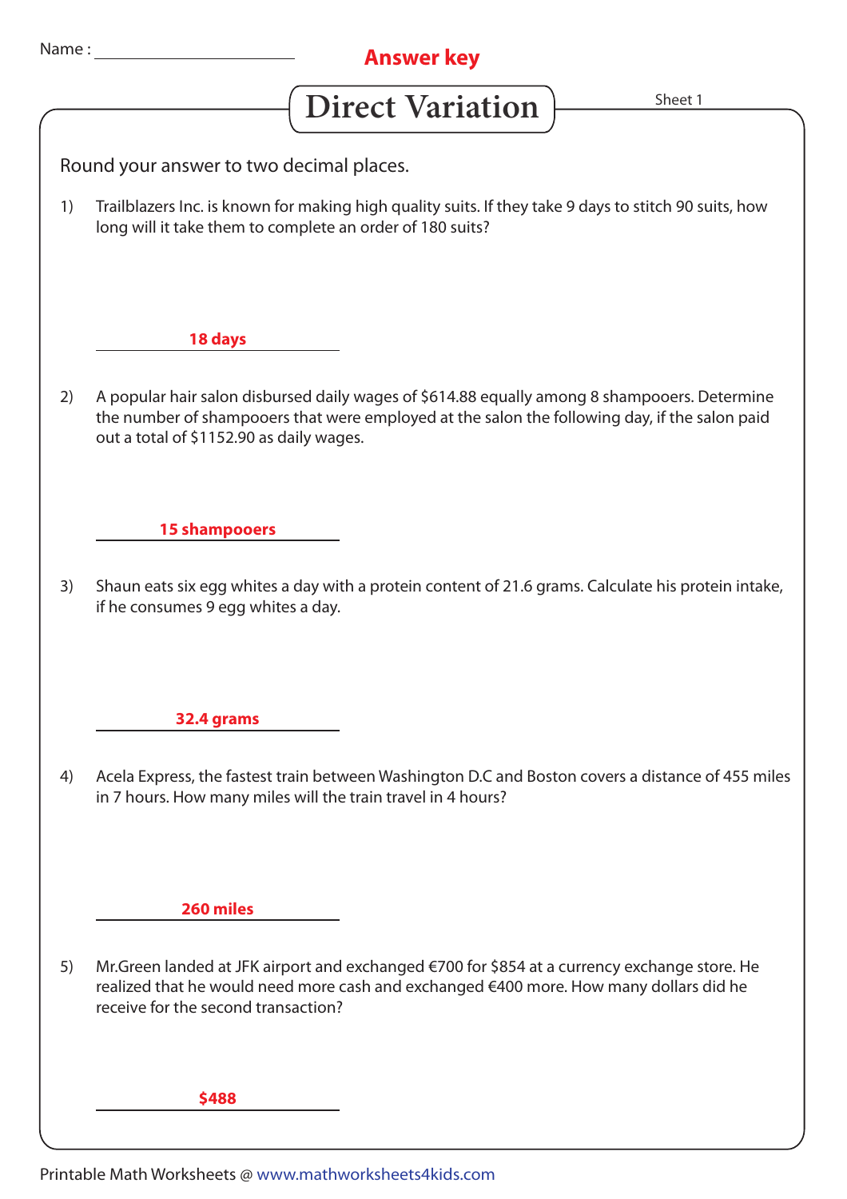Name : ______________________

**Answer key**

# Direct Variation

Sheet 1

Round your answer to two decimal places.

1) Trailblazers Inc. is known for making high quality suits. If they take 9 days to stitch 90 suits, how long will it take them to complete an order of 180 suits?

**18 days**

2) A popular hair salon disbursed daily wages of $614.88 equally among 8 shampooers. Determine the number of shampooers that were employed at the salon the following day, if the salon paid out a total of $1152.90 as daily wages.

**15 shampooers**

3) Shaun eats six egg whites a day with a protein content of 21.6 grams. Calculate his protein intake, if he consumes 9 egg whites a day.

**32.4 grams**

4) Acela Express, the fastest train between Washington D.C and Boston covers a distance of 455 miles in 7 hours. How many miles will the train travel in 4 hours?

**260 miles**

5) Mr.Green landed at JFK airport and exchanged €700 for $854 at a currency exchange store. He realized that he would need more cash and exchanged €400 more. How many dollars did he receive for the second transaction?

**$488**

Printable Math Worksheets @ www.mathworksheets4kids.com